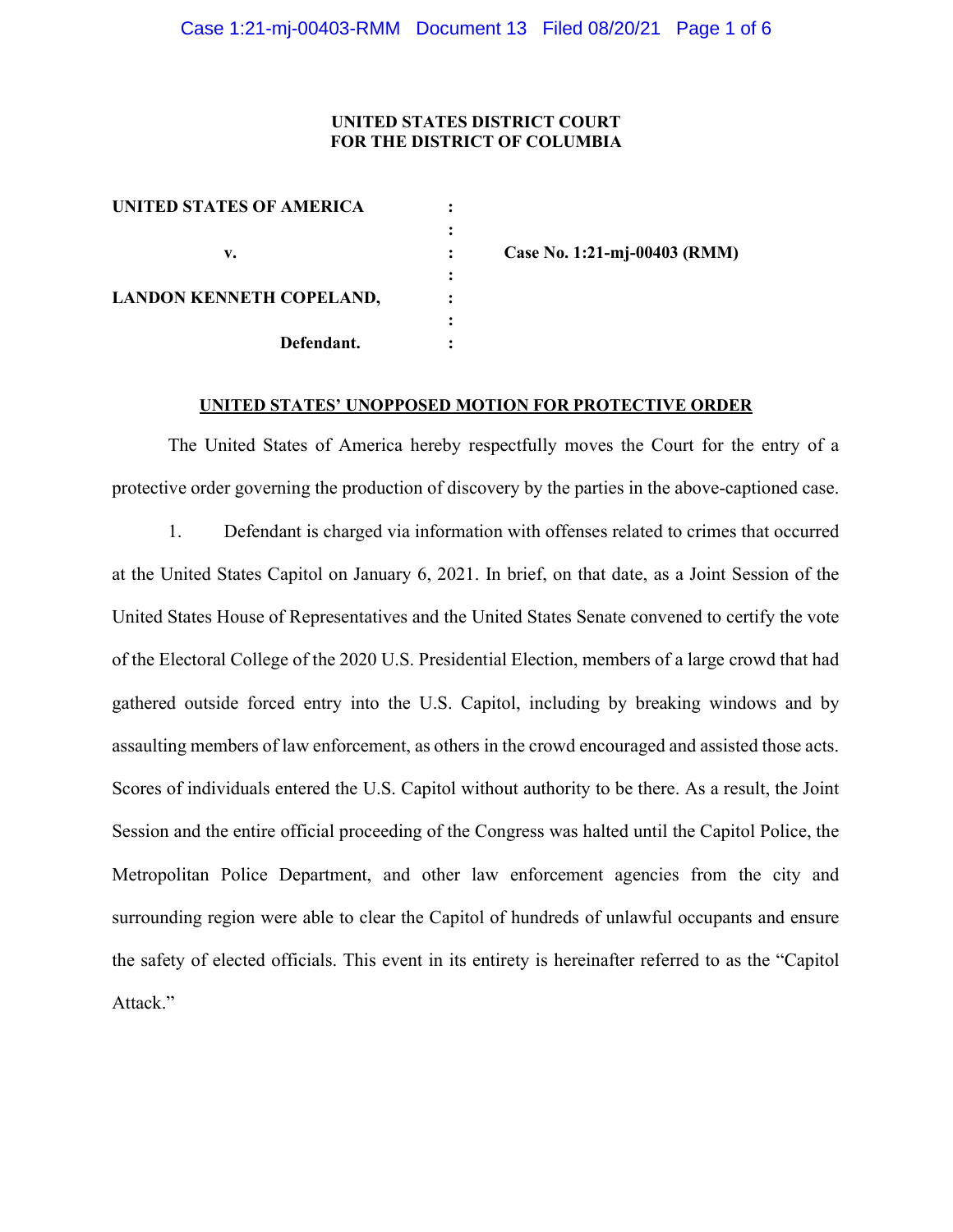**UNITED STATES DISTRICT COURT**
**FOR THE DISTRICT OF COLUMBIA**

| | | |
|---|---|---|
| **UNITED STATES OF AMERICA** | : | |
| | : | |
| **v.** | : | **Case No. 1:21-mj-00403 (RMM)** |
| | : | |
| **LANDON KENNETH COPELAND,** | : | |
| | : | |
| **Defendant.** | : | |

**UNITED STATES' UNOPPOSED MOTION FOR PROTECTIVE ORDER**

The United States of America hereby respectfully moves the Court for the entry of a protective order governing the production of discovery by the parties in the above-captioned case.

1. Defendant is charged via information with offenses related to crimes that occurred at the United States Capitol on January 6, 2021. In brief, on that date, as a Joint Session of the United States House of Representatives and the United States Senate convened to certify the vote of the Electoral College of the 2020 U.S. Presidential Election, members of a large crowd that had gathered outside forced entry into the U.S. Capitol, including by breaking windows and by assaulting members of law enforcement, as others in the crowd encouraged and assisted those acts. Scores of individuals entered the U.S. Capitol without authority to be there. As a result, the Joint Session and the entire official proceeding of the Congress was halted until the Capitol Police, the Metropolitan Police Department, and other law enforcement agencies from the city and surrounding region were able to clear the Capitol of hundreds of unlawful occupants and ensure the safety of elected officials. This event in its entirety is hereinafter referred to as the "Capitol Attack."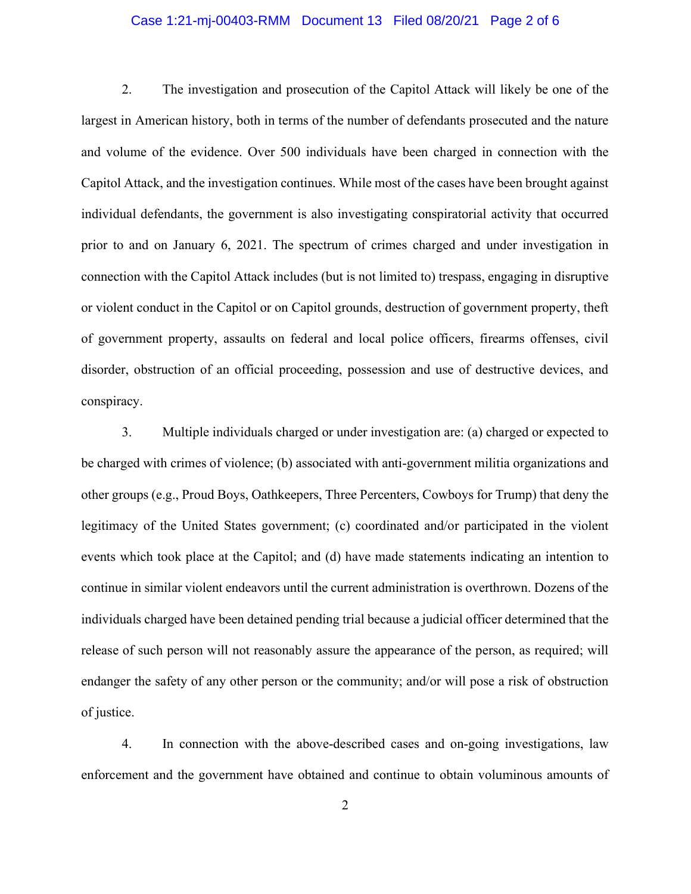2. The investigation and prosecution of the Capitol Attack will likely be one of the largest in American history, both in terms of the number of defendants prosecuted and the nature and volume of the evidence. Over 500 individuals have been charged in connection with the Capitol Attack, and the investigation continues. While most of the cases have been brought against individual defendants, the government is also investigating conspiratorial activity that occurred prior to and on January 6, 2021. The spectrum of crimes charged and under investigation in connection with the Capitol Attack includes (but is not limited to) trespass, engaging in disruptive or violent conduct in the Capitol or on Capitol grounds, destruction of government property, theft of government property, assaults on federal and local police officers, firearms offenses, civil disorder, obstruction of an official proceeding, possession and use of destructive devices, and conspiracy.

3. Multiple individuals charged or under investigation are: (a) charged or expected to be charged with crimes of violence; (b) associated with anti-government militia organizations and other groups (e.g., Proud Boys, Oathkeepers, Three Percenters, Cowboys for Trump) that deny the legitimacy of the United States government; (c) coordinated and/or participated in the violent events which took place at the Capitol; and (d) have made statements indicating an intention to continue in similar violent endeavors until the current administration is overthrown. Dozens of the individuals charged have been detained pending trial because a judicial officer determined that the release of such person will not reasonably assure the appearance of the person, as required; will endanger the safety of any other person or the community; and/or will pose a risk of obstruction of justice.

4. In connection with the above-described cases and on-going investigations, law enforcement and the government have obtained and continue to obtain voluminous amounts of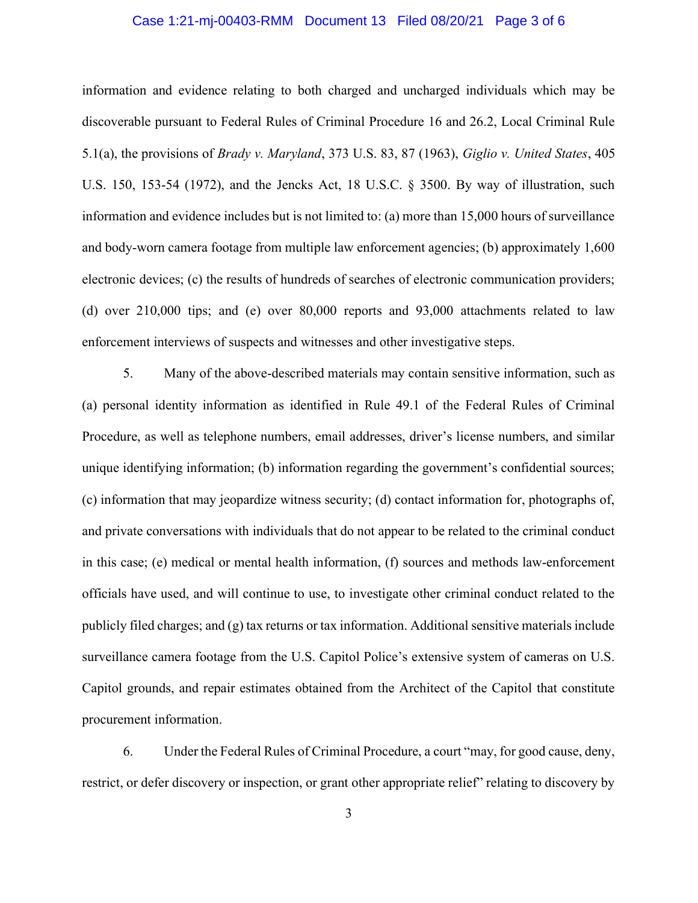information and evidence relating to both charged and uncharged individuals which may be discoverable pursuant to Federal Rules of Criminal Procedure 16 and 26.2, Local Criminal Rule 5.1(a), the provisions of *Brady v. Maryland*, 373 U.S. 83, 87 (1963), *Giglio v. United States*, 405 U.S. 150, 153-54 (1972), and the Jencks Act, 18 U.S.C. § 3500. By way of illustration, such information and evidence includes but is not limited to: (a) more than 15,000 hours of surveillance and body-worn camera footage from multiple law enforcement agencies; (b) approximately 1,600 electronic devices; (c) the results of hundreds of searches of electronic communication providers; (d) over 210,000 tips; and (e) over 80,000 reports and 93,000 attachments related to law enforcement interviews of suspects and witnesses and other investigative steps.

5. Many of the above-described materials may contain sensitive information, such as (a) personal identity information as identified in Rule 49.1 of the Federal Rules of Criminal Procedure, as well as telephone numbers, email addresses, driver's license numbers, and similar unique identifying information; (b) information regarding the government's confidential sources; (c) information that may jeopardize witness security; (d) contact information for, photographs of, and private conversations with individuals that do not appear to be related to the criminal conduct in this case; (e) medical or mental health information, (f) sources and methods law-enforcement officials have used, and will continue to use, to investigate other criminal conduct related to the publicly filed charges; and (g) tax returns or tax information. Additional sensitive materials include surveillance camera footage from the U.S. Capitol Police's extensive system of cameras on U.S. Capitol grounds, and repair estimates obtained from the Architect of the Capitol that constitute procurement information.

6. Under the Federal Rules of Criminal Procedure, a court "may, for good cause, deny, restrict, or defer discovery or inspection, or grant other appropriate relief" relating to discovery by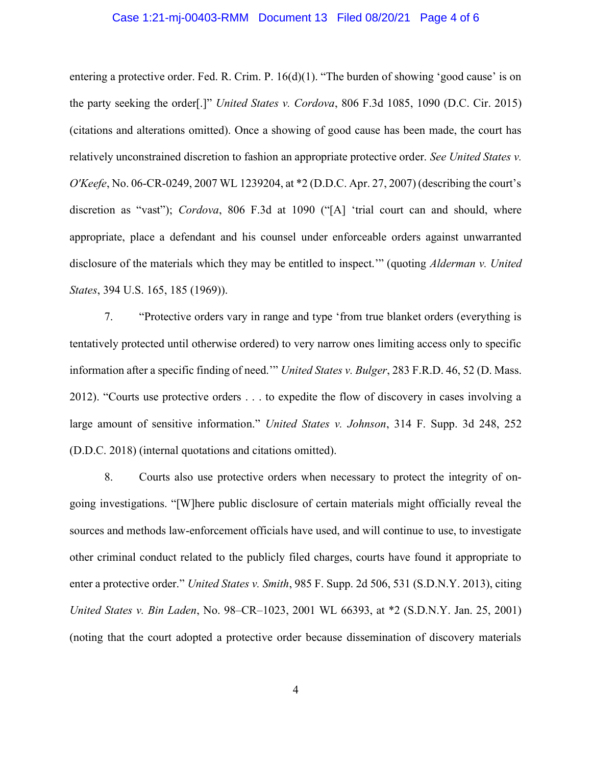entering a protective order. Fed. R. Crim. P. 16(d)(1). "The burden of showing 'good cause' is on the party seeking the order[.]" *United States v. Cordova*, 806 F.3d 1085, 1090 (D.C. Cir. 2015) (citations and alterations omitted). Once a showing of good cause has been made, the court has relatively unconstrained discretion to fashion an appropriate protective order. *See United States v. O'Keefe*, No. 06-CR-0249, 2007 WL 1239204, at *2 (D.D.C. Apr. 27, 2007) (describing the court's discretion as "vast"); *Cordova*, 806 F.3d at 1090 ("[A] 'trial court can and should, where appropriate, place a defendant and his counsel under enforceable orders against unwarranted disclosure of the materials which they may be entitled to inspect.'" (quoting *Alderman v. United States*, 394 U.S. 165, 185 (1969)).

7. "Protective orders vary in range and type 'from true blanket orders (everything is tentatively protected until otherwise ordered) to very narrow ones limiting access only to specific information after a specific finding of need.'" *United States v. Bulger*, 283 F.R.D. 46, 52 (D. Mass. 2012). "Courts use protective orders . . . to expedite the flow of discovery in cases involving a large amount of sensitive information." *United States v. Johnson*, 314 F. Supp. 3d 248, 252 (D.D.C. 2018) (internal quotations and citations omitted).

8. Courts also use protective orders when necessary to protect the integrity of on-going investigations. "[W]here public disclosure of certain materials might officially reveal the sources and methods law-enforcement officials have used, and will continue to use, to investigate other criminal conduct related to the publicly filed charges, courts have found it appropriate to enter a protective order." *United States v. Smith*, 985 F. Supp. 2d 506, 531 (S.D.N.Y. 2013), citing *United States v. Bin Laden*, No. 98–CR–1023, 2001 WL 66393, at *2 (S.D.N.Y. Jan. 25, 2001) (noting that the court adopted a protective order because dissemination of discovery materials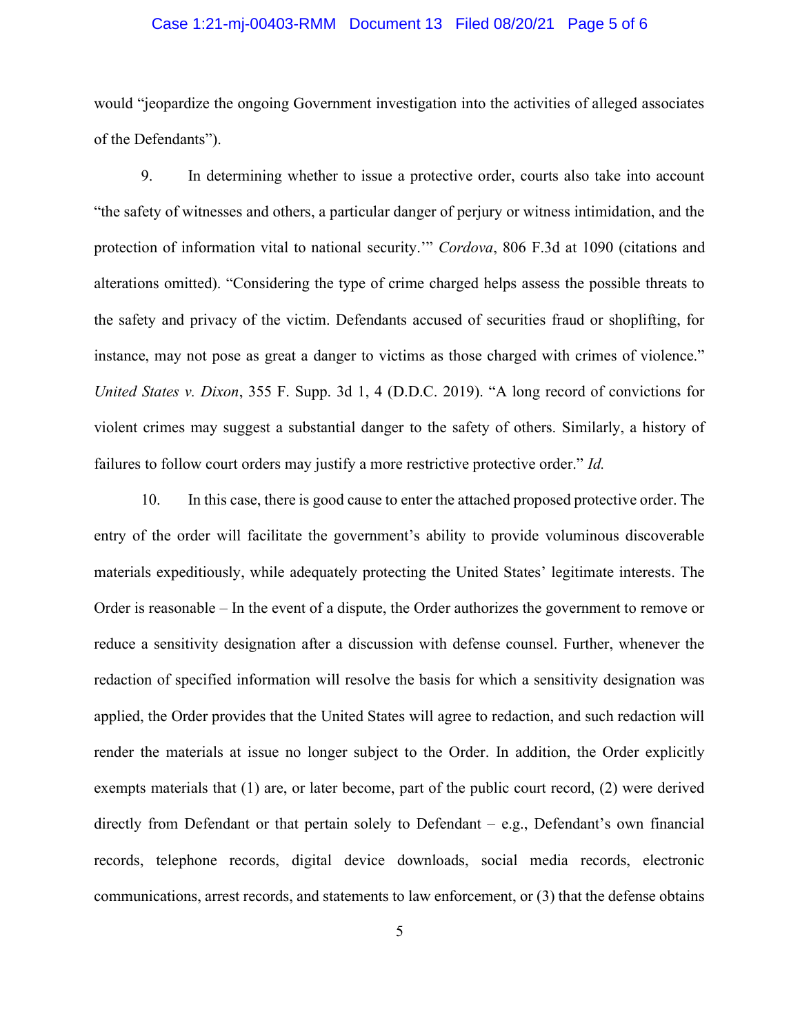would "jeopardize the ongoing Government investigation into the activities of alleged associates of the Defendants").

9. In determining whether to issue a protective order, courts also take into account "the safety of witnesses and others, a particular danger of perjury or witness intimidation, and the protection of information vital to national security.'" *Cordova*, 806 F.3d at 1090 (citations and alterations omitted). "Considering the type of crime charged helps assess the possible threats to the safety and privacy of the victim. Defendants accused of securities fraud or shoplifting, for instance, may not pose as great a danger to victims as those charged with crimes of violence." *United States v. Dixon*, 355 F. Supp. 3d 1, 4 (D.D.C. 2019). "A long record of convictions for violent crimes may suggest a substantial danger to the safety of others. Similarly, a history of failures to follow court orders may justify a more restrictive protective order." *Id.*

10. In this case, there is good cause to enter the attached proposed protective order. The entry of the order will facilitate the government's ability to provide voluminous discoverable materials expeditiously, while adequately protecting the United States' legitimate interests. The Order is reasonable – In the event of a dispute, the Order authorizes the government to remove or reduce a sensitivity designation after a discussion with defense counsel. Further, whenever the redaction of specified information will resolve the basis for which a sensitivity designation was applied, the Order provides that the United States will agree to redaction, and such redaction will render the materials at issue no longer subject to the Order. In addition, the Order explicitly exempts materials that (1) are, or later become, part of the public court record, (2) were derived directly from Defendant or that pertain solely to Defendant – e.g., Defendant's own financial records, telephone records, digital device downloads, social media records, electronic communications, arrest records, and statements to law enforcement, or (3) that the defense obtains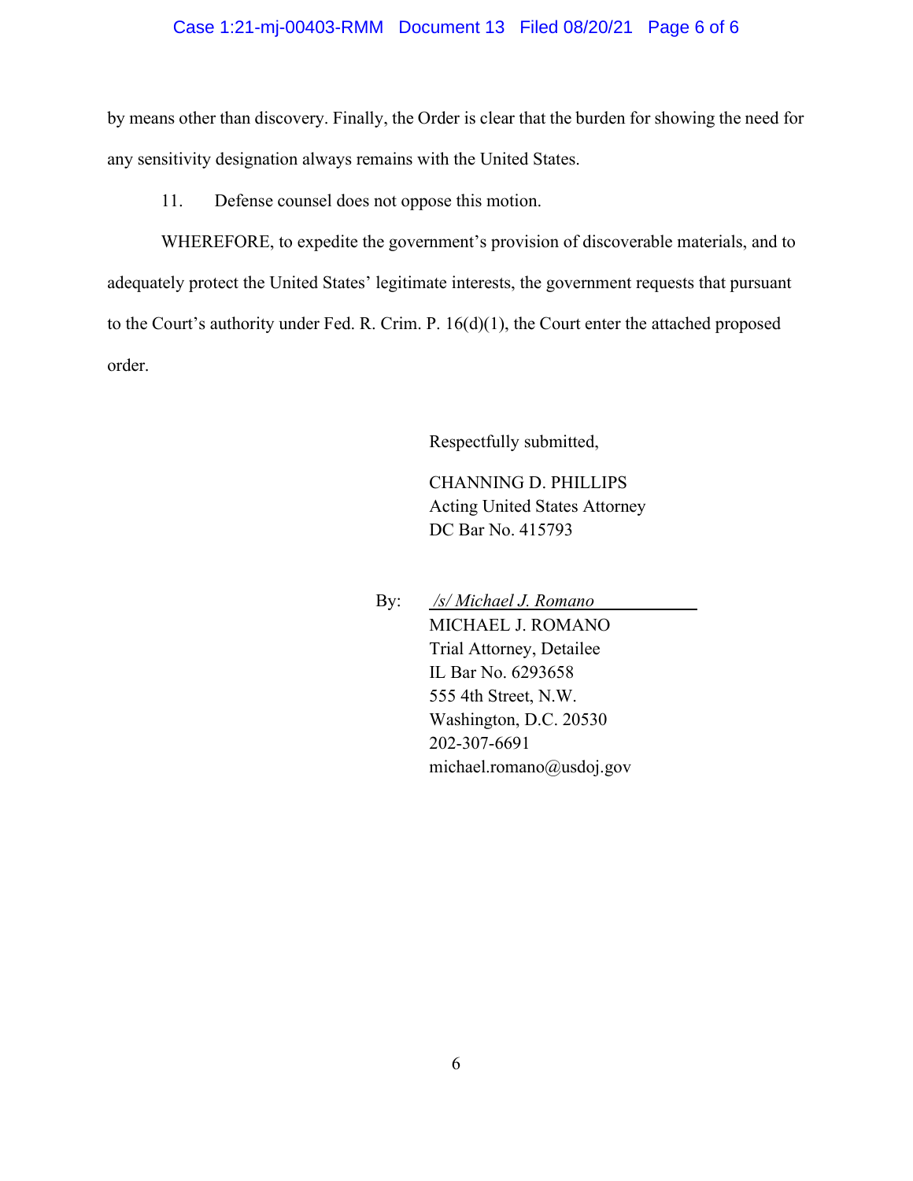by means other than discovery. Finally, the Order is clear that the burden for showing the need for any sensitivity designation always remains with the United States.

11. Defense counsel does not oppose this motion.

WHEREFORE, to expedite the government's provision of discoverable materials, and to adequately protect the United States' legitimate interests, the government requests that pursuant to the Court's authority under Fed. R. Crim. P. 16(d)(1), the Court enter the attached proposed order.

Respectfully submitted,

CHANNING D. PHILLIPS
Acting United States Attorney
DC Bar No. 415793

By: */s/ Michael J. Romano*
MICHAEL J. ROMANO
Trial Attorney, Detailee
IL Bar No. 6293658
555 4th Street, N.W.
Washington, D.C. 20530
202-307-6691
michael.romano@usdoj.gov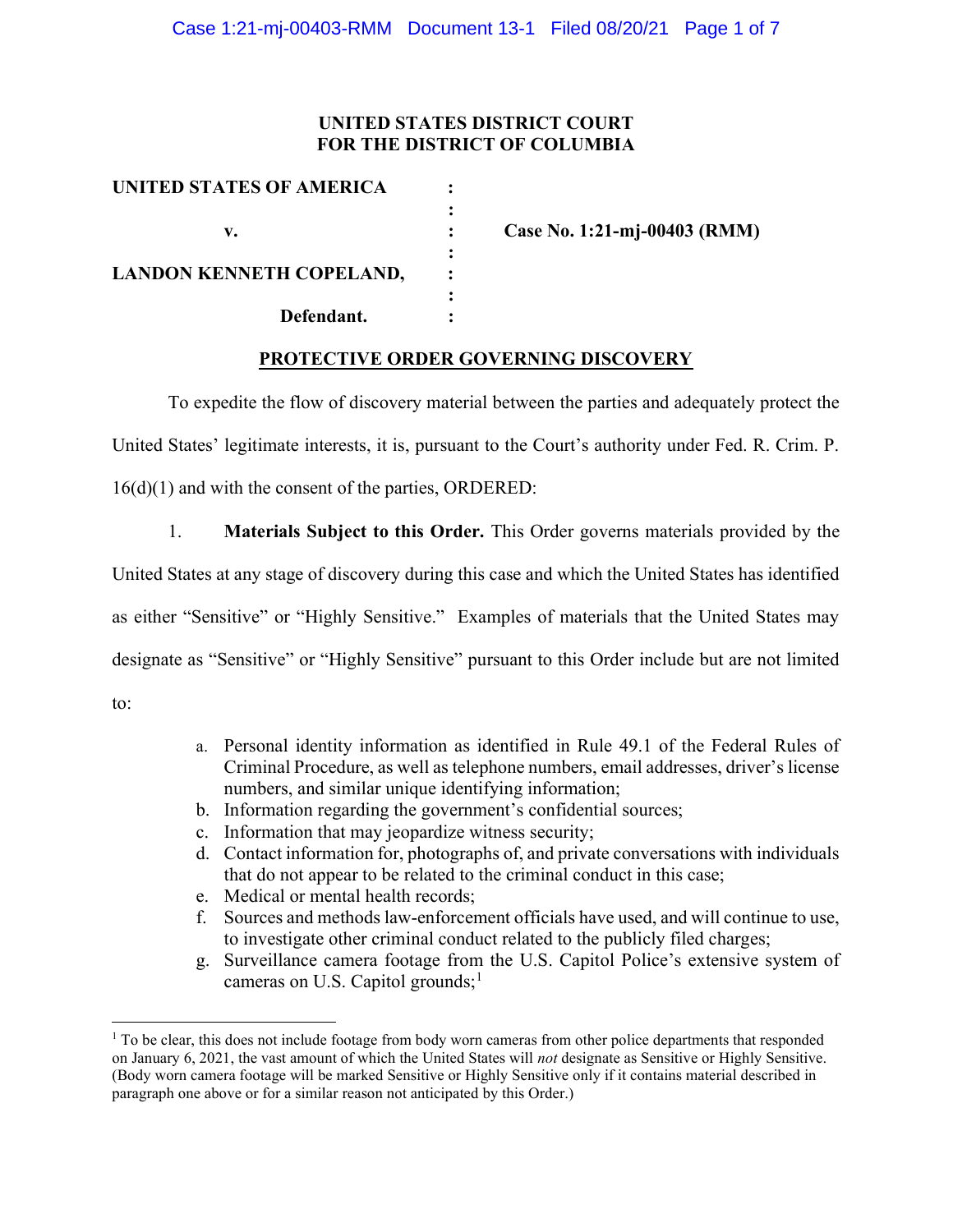**UNITED STATES DISTRICT COURT**
**FOR THE DISTRICT OF COLUMBIA**

| | | |
|---|---|---|
| **UNITED STATES OF AMERICA** | : | |
| | : | |
| **v.** | : | **Case No. 1:21-mj-00403 (RMM)** |
| | : | |
| **LANDON KENNETH COPELAND,** | : | |
| | : | |
| **Defendant.** | : | |

## PROTECTIVE ORDER GOVERNING DISCOVERY

To expedite the flow of discovery material between the parties and adequately protect the United States' legitimate interests, it is, pursuant to the Court's authority under Fed. R. Crim. P. 16(d)(1) and with the consent of the parties, ORDERED:

1. **Materials Subject to this Order.** This Order governs materials provided by the United States at any stage of discovery during this case and which the United States has identified as either "Sensitive" or "Highly Sensitive." Examples of materials that the United States may designate as "Sensitive" or "Highly Sensitive" pursuant to this Order include but are not limited to:

   a. Personal identity information as identified in Rule 49.1 of the Federal Rules of Criminal Procedure, as well as telephone numbers, email addresses, driver's license numbers, and similar unique identifying information;
   b. Information regarding the government's confidential sources;
   c. Information that may jeopardize witness security;
   d. Contact information for, photographs of, and private conversations with individuals that do not appear to be related to the criminal conduct in this case;
   e. Medical or mental health records;
   f. Sources and methods law-enforcement officials have used, and will continue to use, to investigate other criminal conduct related to the publicly filed charges;
   g. Surveillance camera footage from the U.S. Capitol Police's extensive system of cameras on U.S. Capitol grounds;[1]

---

[1] To be clear, this does not include footage from body worn cameras from other police departments that responded on January 6, 2021, the vast amount of which the United States will *not* designate as Sensitive or Highly Sensitive. (Body worn camera footage will be marked Sensitive or Highly Sensitive only if it contains material described in paragraph one above or for a similar reason not anticipated by this Order.)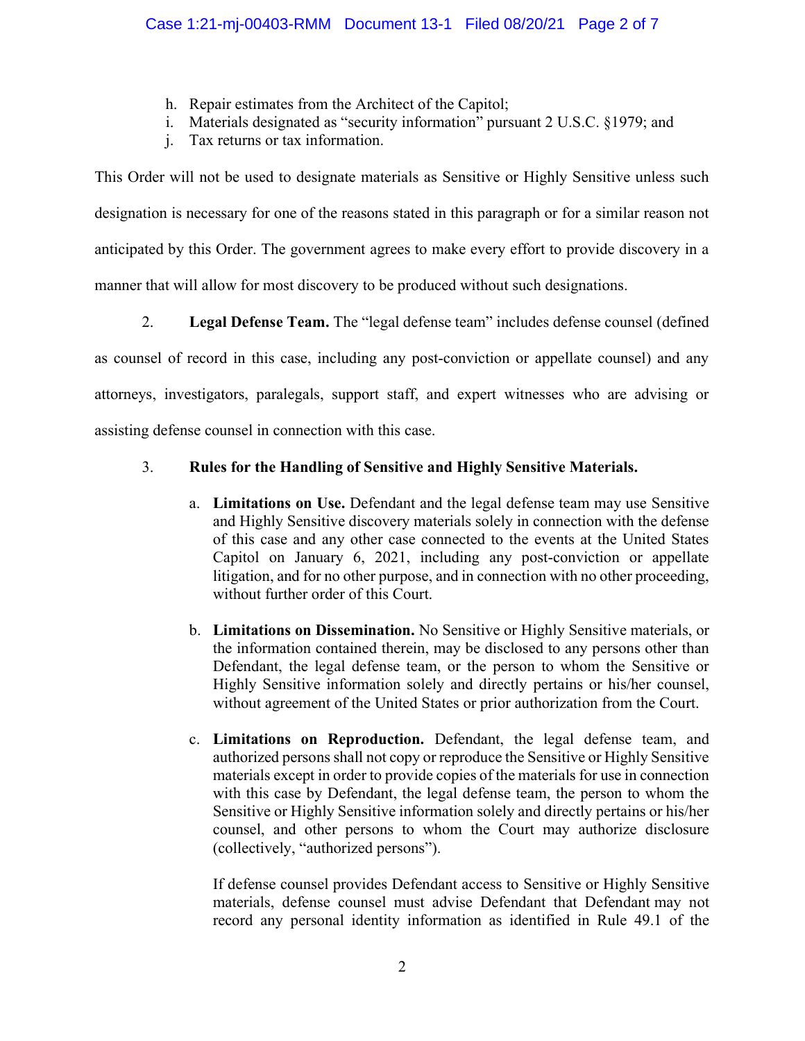h. Repair estimates from the Architect of the Capitol;
i. Materials designated as "security information" pursuant 2 U.S.C. §1979; and
j. Tax returns or tax information.

This Order will not be used to designate materials as Sensitive or Highly Sensitive unless such designation is necessary for one of the reasons stated in this paragraph or for a similar reason not anticipated by this Order. The government agrees to make every effort to provide discovery in a manner that will allow for most discovery to be produced without such designations.

2. **Legal Defense Team.** The "legal defense team" includes defense counsel (defined as counsel of record in this case, including any post-conviction or appellate counsel) and any attorneys, investigators, paralegals, support staff, and expert witnesses who are advising or assisting defense counsel in connection with this case.

3. **Rules for the Handling of Sensitive and Highly Sensitive Materials.**

a. **Limitations on Use.** Defendant and the legal defense team may use Sensitive and Highly Sensitive discovery materials solely in connection with the defense of this case and any other case connected to the events at the United States Capitol on January 6, 2021, including any post-conviction or appellate litigation, and for no other purpose, and in connection with no other proceeding, without further order of this Court.

b. **Limitations on Dissemination.** No Sensitive or Highly Sensitive materials, or the information contained therein, may be disclosed to any persons other than Defendant, the legal defense team, or the person to whom the Sensitive or Highly Sensitive information solely and directly pertains or his/her counsel, without agreement of the United States or prior authorization from the Court.

c. **Limitations on Reproduction.** Defendant, the legal defense team, and authorized persons shall not copy or reproduce the Sensitive or Highly Sensitive materials except in order to provide copies of the materials for use in connection with this case by Defendant, the legal defense team, the person to whom the Sensitive or Highly Sensitive information solely and directly pertains or his/her counsel, and other persons to whom the Court may authorize disclosure (collectively, "authorized persons").

If defense counsel provides Defendant access to Sensitive or Highly Sensitive materials, defense counsel must advise Defendant that Defendant may not record any personal identity information as identified in Rule 49.1 of the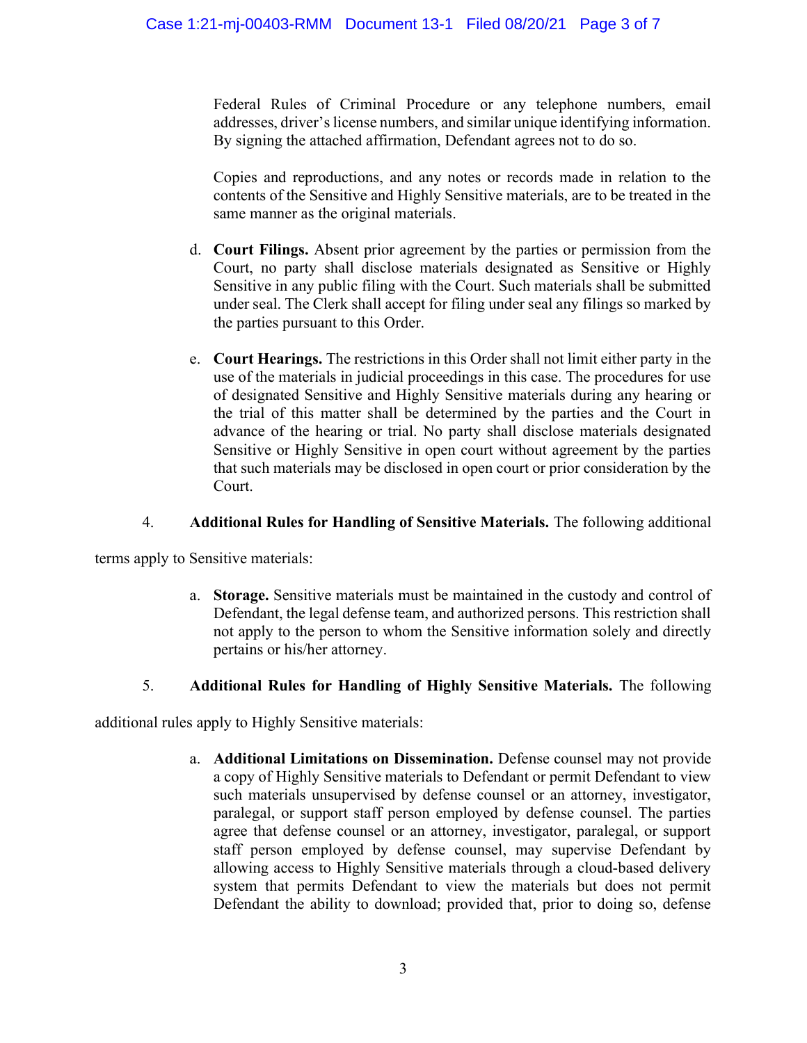Federal Rules of Criminal Procedure or any telephone numbers, email addresses, driver's license numbers, and similar unique identifying information. By signing the attached affirmation, Defendant agrees not to do so.

Copies and reproductions, and any notes or records made in relation to the contents of the Sensitive and Highly Sensitive materials, are to be treated in the same manner as the original materials.

d. **Court Filings.** Absent prior agreement by the parties or permission from the Court, no party shall disclose materials designated as Sensitive or Highly Sensitive in any public filing with the Court. Such materials shall be submitted under seal. The Clerk shall accept for filing under seal any filings so marked by the parties pursuant to this Order.

e. **Court Hearings.** The restrictions in this Order shall not limit either party in the use of the materials in judicial proceedings in this case. The procedures for use of designated Sensitive and Highly Sensitive materials during any hearing or the trial of this matter shall be determined by the parties and the Court in advance of the hearing or trial. No party shall disclose materials designated Sensitive or Highly Sensitive in open court without agreement by the parties that such materials may be disclosed in open court or prior consideration by the Court.

4. **Additional Rules for Handling of Sensitive Materials.** The following additional terms apply to Sensitive materials:

a. **Storage.** Sensitive materials must be maintained in the custody and control of Defendant, the legal defense team, and authorized persons. This restriction shall not apply to the person to whom the Sensitive information solely and directly pertains or his/her attorney.

5. **Additional Rules for Handling of Highly Sensitive Materials.** The following additional rules apply to Highly Sensitive materials:

a. **Additional Limitations on Dissemination.** Defense counsel may not provide a copy of Highly Sensitive materials to Defendant or permit Defendant to view such materials unsupervised by defense counsel or an attorney, investigator, paralegal, or support staff person employed by defense counsel. The parties agree that defense counsel or an attorney, investigator, paralegal, or support staff person employed by defense counsel, may supervise Defendant by allowing access to Highly Sensitive materials through a cloud-based delivery system that permits Defendant to view the materials but does not permit Defendant the ability to download; provided that, prior to doing so, defense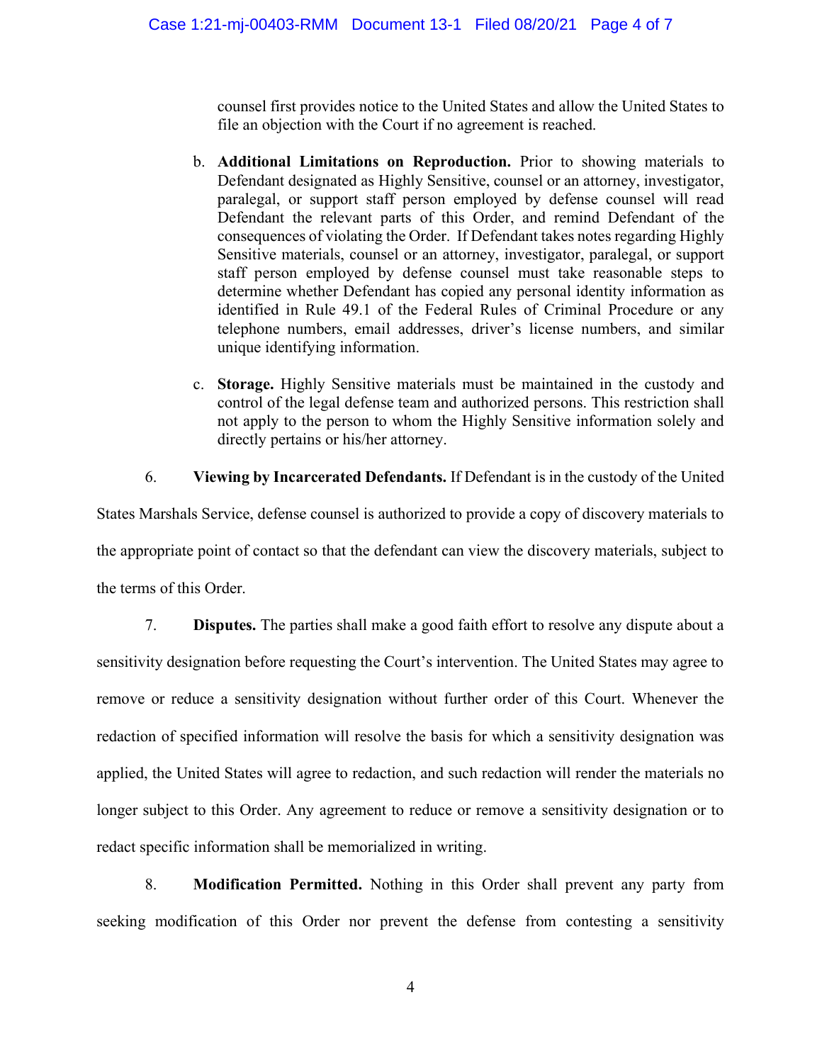counsel first provides notice to the United States and allow the United States to file an objection with the Court if no agreement is reached.

b. **Additional Limitations on Reproduction.** Prior to showing materials to Defendant designated as Highly Sensitive, counsel or an attorney, investigator, paralegal, or support staff person employed by defense counsel will read Defendant the relevant parts of this Order, and remind Defendant of the consequences of violating the Order. If Defendant takes notes regarding Highly Sensitive materials, counsel or an attorney, investigator, paralegal, or support staff person employed by defense counsel must take reasonable steps to determine whether Defendant has copied any personal identity information as identified in Rule 49.1 of the Federal Rules of Criminal Procedure or any telephone numbers, email addresses, driver's license numbers, and similar unique identifying information.

c. **Storage.** Highly Sensitive materials must be maintained in the custody and control of the legal defense team and authorized persons. This restriction shall not apply to the person to whom the Highly Sensitive information solely and directly pertains or his/her attorney.

6. **Viewing by Incarcerated Defendants.** If Defendant is in the custody of the United States Marshals Service, defense counsel is authorized to provide a copy of discovery materials to the appropriate point of contact so that the defendant can view the discovery materials, subject to the terms of this Order.

7. **Disputes.** The parties shall make a good faith effort to resolve any dispute about a sensitivity designation before requesting the Court's intervention. The United States may agree to remove or reduce a sensitivity designation without further order of this Court. Whenever the redaction of specified information will resolve the basis for which a sensitivity designation was applied, the United States will agree to redaction, and such redaction will render the materials no longer subject to this Order. Any agreement to reduce or remove a sensitivity designation or to redact specific information shall be memorialized in writing.

8. **Modification Permitted.** Nothing in this Order shall prevent any party from seeking modification of this Order nor prevent the defense from contesting a sensitivity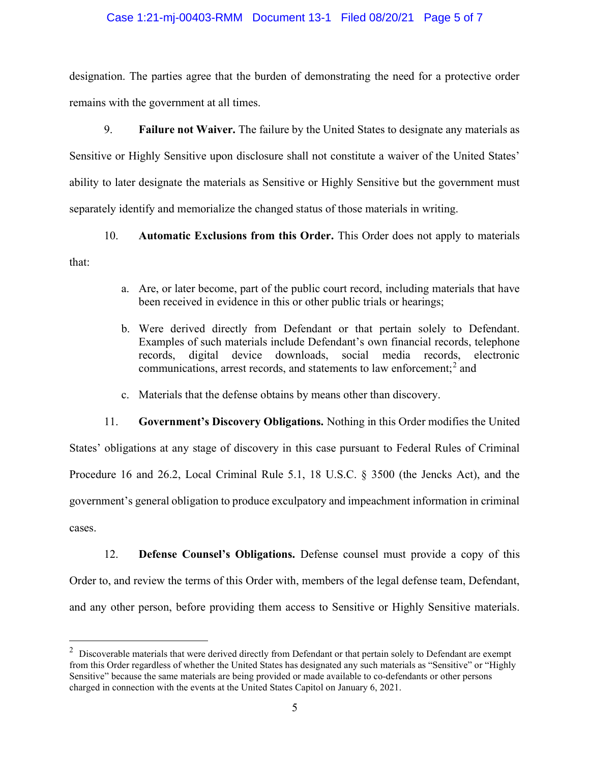designation. The parties agree that the burden of demonstrating the need for a protective order remains with the government at all times.

9. **Failure not Waiver.** The failure by the United States to designate any materials as Sensitive or Highly Sensitive upon disclosure shall not constitute a waiver of the United States' ability to later designate the materials as Sensitive or Highly Sensitive but the government must separately identify and memorialize the changed status of those materials in writing.

10. **Automatic Exclusions from this Order.** This Order does not apply to materials that:

   a. Are, or later become, part of the public court record, including materials that have been received in evidence in this or other public trials or hearings;

   b. Were derived directly from Defendant or that pertain solely to Defendant. Examples of such materials include Defendant's own financial records, telephone records, digital device downloads, social media records, electronic communications, arrest records, and statements to law enforcement;[2] and

   c. Materials that the defense obtains by means other than discovery.

11. **Government's Discovery Obligations.** Nothing in this Order modifies the United States' obligations at any stage of discovery in this case pursuant to Federal Rules of Criminal Procedure 16 and 26.2, Local Criminal Rule 5.1, 18 U.S.C. § 3500 (the Jencks Act), and the government's general obligation to produce exculpatory and impeachment information in criminal cases.

12. **Defense Counsel's Obligations.** Defense counsel must provide a copy of this Order to, and review the terms of this Order with, members of the legal defense team, Defendant, and any other person, before providing them access to Sensitive or Highly Sensitive materials.

---

[2] Discoverable materials that were derived directly from Defendant or that pertain solely to Defendant are exempt from this Order regardless of whether the United States has designated any such materials as "Sensitive" or "Highly Sensitive" because the same materials are being provided or made available to co-defendants or other persons charged in connection with the events at the United States Capitol on January 6, 2021.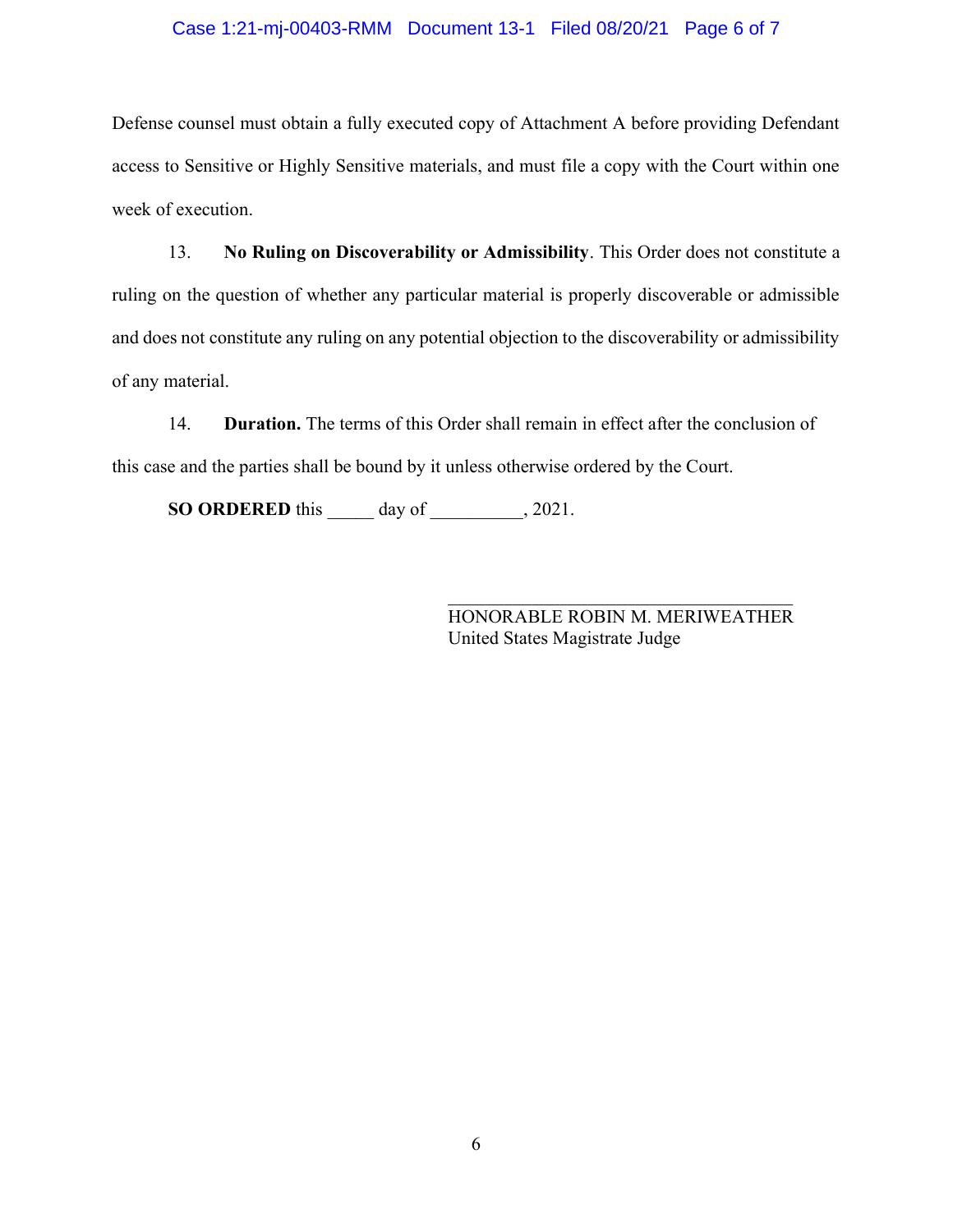Defense counsel must obtain a fully executed copy of Attachment A before providing Defendant access to Sensitive or Highly Sensitive materials, and must file a copy with the Court within one week of execution.

13. **No Ruling on Discoverability or Admissibility**. This Order does not constitute a ruling on the question of whether any particular material is properly discoverable or admissible and does not constitute any ruling on any potential objection to the discoverability or admissibility of any material.

14. **Duration.** The terms of this Order shall remain in effect after the conclusion of this case and the parties shall be bound by it unless otherwise ordered by the Court.

**SO ORDERED** this _____ day of __________, 2021.

___________________________________
HONORABLE ROBIN M. MERIWEATHER
United States Magistrate Judge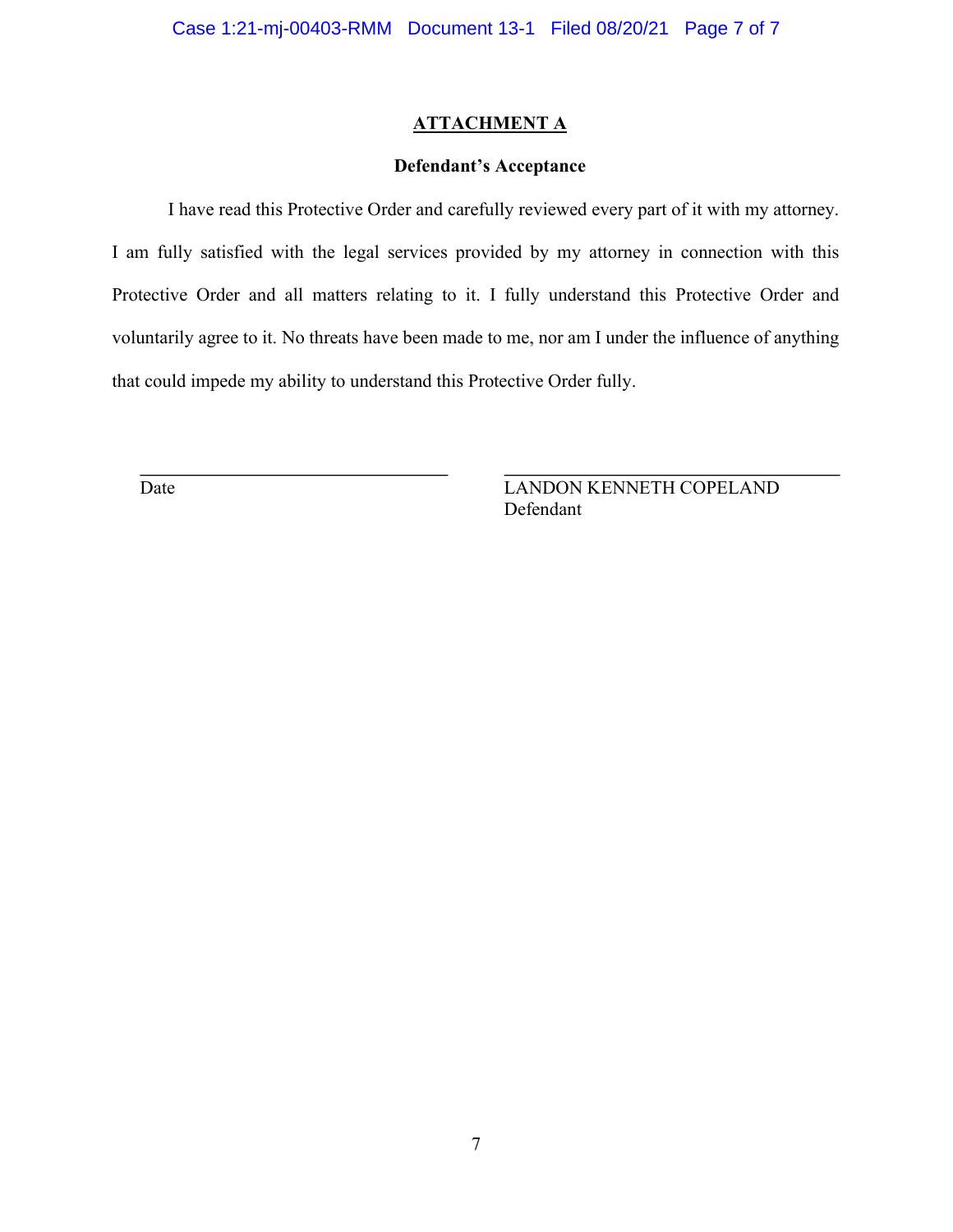## ATTACHMENT A

### Defendant's Acceptance

I have read this Protective Order and carefully reviewed every part of it with my attorney. I am fully satisfied with the legal services provided by my attorney in connection with this Protective Order and all matters relating to it. I fully understand this Protective Order and voluntarily agree to it. No threats have been made to me, nor am I under the influence of anything that could impede my ability to understand this Protective Order fully.

\_\_\_\_\_\_\_\_\_\_\_\_\_\_\_\_\_\_\_\_\_\_\_\_\_\_\_\_\_\_
Date

\_\_\_\_\_\_\_\_\_\_\_\_\_\_\_\_\_\_\_\_\_\_\_\_\_\_\_\_\_\_
LANDON KENNETH COPELAND
Defendant